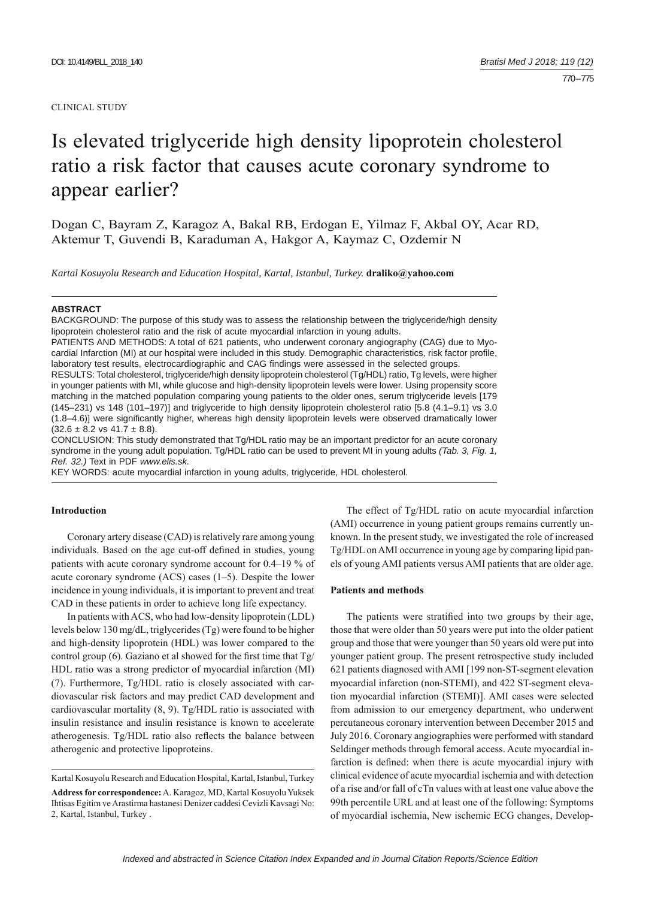DOI: 10.4149/BLL_2018_140

CLINICAL STUDY

# Is elevated triglyceride high density lipoprotein cholesterol ratio a risk factor that causes acute coronary syndrome to appear earlier?

Dogan C, Bayram Z, Karagoz A, Bakal RB, Erdogan E, Yilmaz F, Akbal OY, Acar RD, Aktemur T, Guvendi B, Karaduman A, Hakgor A, Kaymaz C, Ozdemir N

*Kartal Kosuyolu Research and Education Hospital, Kartal, Istanbul, Turkey.* **draliko@yahoo.com**

**ABSTRACT**

BACKGROUND: The purpose of this study was to assess the relationship between the triglyceride/high density lipoprotein cholesterol ratio and the risk of acute myocardial infarction in young adults.

PATIENTS AND METHODS: A total of 621 patients, who underwent coronary angiography (CAG) due to Myocardial Infarction (MI) at our hospital were included in this study. Demographic characteristics, risk factor profile, laboratory test results, electrocardiographic and CAG findings were assessed in the selected groups.

RESULTS: Total cholesterol, triglyceride/high density lipoprotein cholesterol (Tg/HDL) ratio, Tg levels, were higher in younger patients with MI, while glucose and high-density lipoprotein levels were lower. Using propensity score matching in the matched population comparing young patients to the older ones, serum triglyceride levels [179 (145–231) vs 148 (101–197)] and triglyceride to high density lipoprotein cholesterol ratio [5.8 (4.1–9.1) vs 3.0 (1.8–4.6)] were significantly higher, whereas high density lipoprotein levels were observed dramatically lower (32.6 ± 8.2 vs 41.7 ± 8.8).

CONCLUSION: This study demonstrated that Tg/HDL ratio may be an important predictor for an acute coronary syndrome in the young adult population. Tg/HDL ratio can be used to prevent MI in young adults *(Tab. 3, Fig. 1, Ref. 32.)* Text in PDF *www.elis.sk.*

KEY WORDS: acute myocardial infarction in young adults, triglyceride, HDL cholesterol.

## Introduction

Coronary artery disease (CAD) is relatively rare among young individuals. Based on the age cut-off defined in studies, young patients with acute coronary syndrome account for 0.4–19 % of acute coronary syndrome (ACS) cases (1–5). Despite the lower incidence in young individuals, it is important to prevent and treat CAD in these patients in order to achieve long life expectancy.

In patients with ACS, who had low-density lipoprotein (LDL) levels below 130 mg/dL, triglycerides (Tg) were found to be higher and high-density lipoprotein (HDL) was lower compared to the control group (6). Gaziano et al showed for the first time that Tg/HDL ratio was a strong predictor of myocardial infarction (MI) (7). Furthermore, Tg/HDL ratio is closely associated with cardiovascular risk factors and may predict CAD development and cardiovascular mortality (8, 9). Tg/HDL ratio is associated with insulin resistance and insulin resistance is known to accelerate atherogenesis. Tg/HDL ratio also reflects the balance between atherogenic and protective lipoproteins.

The effect of Tg/HDL ratio on acute myocardial infarction (AMI) occurrence in young patient groups remains currently unknown. In the present study, we investigated the role of increased Tg/HDL on AMI occurrence in young age by comparing lipid panels of young AMI patients versus AMI patients that are older age.

## Patients and methods

The patients were stratified into two groups by their age, those that were older than 50 years were put into the older patient group and those that were younger than 50 years old were put into younger patient group. The present retrospective study included 621 patients diagnosed with AMI [199 non-ST-segment elevation myocardial infarction (non-STEMI), and 422 ST-segment elevation myocardial infarction (STEMI)]. AMI cases were selected from admission to our emergency department, who underwent percutaneous coronary intervention between December 2015 and July 2016. Coronary angiographies were performed with standard Seldinger methods through femoral access. Acute myocardial infarction is defined: when there is acute myocardial injury with clinical evidence of acute myocardial ischemia and with detection of a rise and/or fall of cTn values with at least one value above the 99th percentile URL and at least one of the following: Symptoms of myocardial ischemia, New ischemic ECG changes, Develop-

Kartal Kosuyolu Research and Education Hospital, Kartal, Istanbul, Turkey

**Address for correspondence:** A. Karagoz, MD, Kartal Kosuyolu Yuksek Ihtisas Egitim ve Arastirma hastanesi Denizer caddesi Cevizli Kavsagi No: 2, Kartal, Istanbul, Turkey .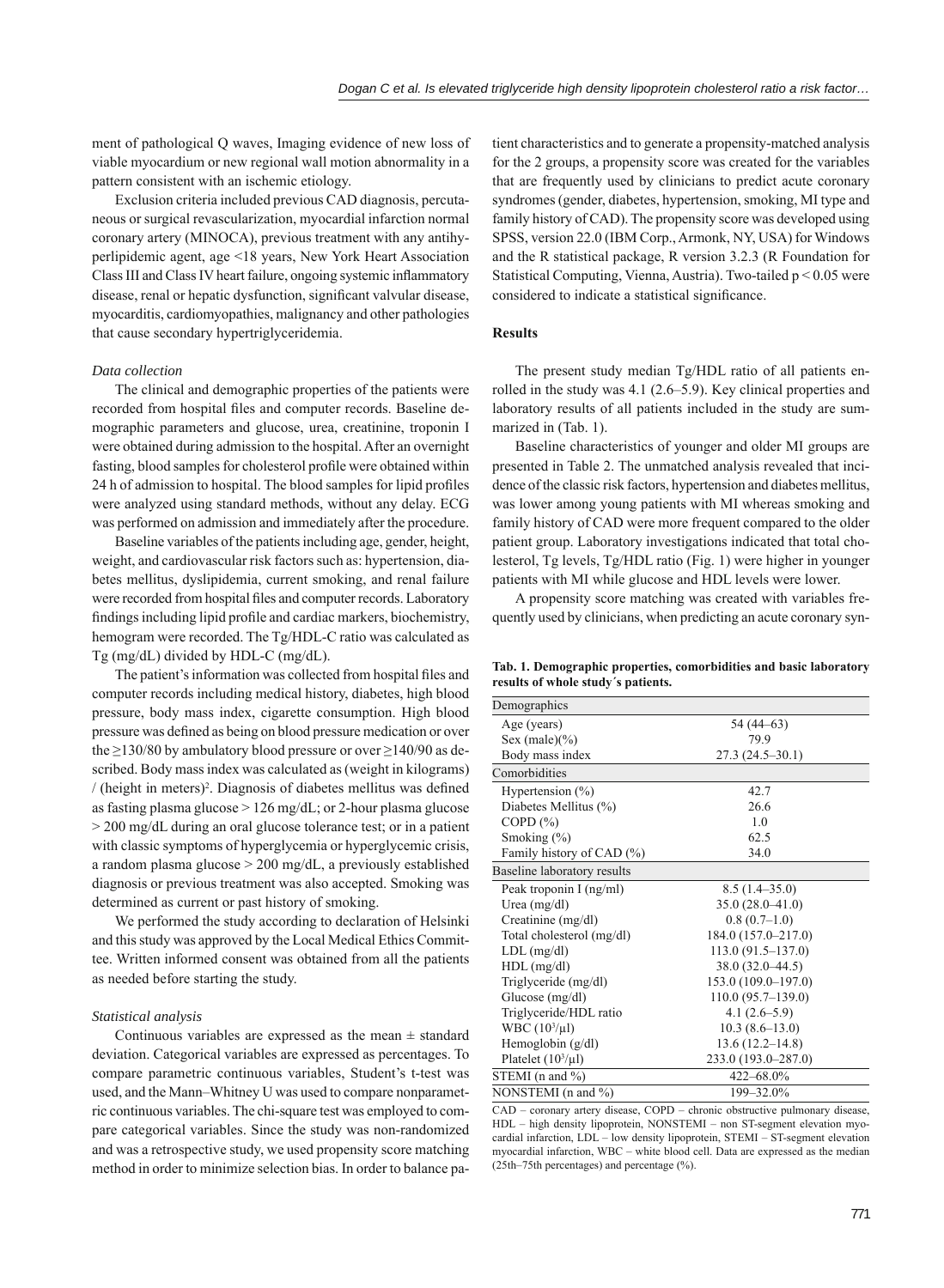ment of pathological Q waves, Imaging evidence of new loss of viable myocardium or new regional wall motion abnormality in a pattern consistent with an ischemic etiology.

Exclusion criteria included previous CAD diagnosis, percutaneous or surgical revascularization, myocardial infarction normal coronary artery (MINOCA), previous treatment with any antihyperlipidemic agent, age <18 years, New York Heart Association Class III and Class IV heart failure, ongoing systemic inflammatory disease, renal or hepatic dysfunction, significant valvular disease, myocarditis, cardiomyopathies, malignancy and other pathologies that cause secondary hypertriglyceridemia.

### *Data collection*

The clinical and demographic properties of the patients were recorded from hospital files and computer records. Baseline demographic parameters and glucose, urea, creatinine, troponin I were obtained during admission to the hospital. After an overnight fasting, blood samples for cholesterol profile were obtained within 24 h of admission to hospital. The blood samples for lipid profiles were analyzed using standard methods, without any delay. ECG was performed on admission and immediately after the procedure.

Baseline variables of the patients including age, gender, height, weight, and cardiovascular risk factors such as: hypertension, diabetes mellitus, dyslipidemia, current smoking, and renal failure were recorded from hospital files and computer records. Laboratory findings including lipid profile and cardiac markers, biochemistry, hemogram were recorded. The Tg/HDL-C ratio was calculated as Tg (mg/dL) divided by HDL-C (mg/dL).

The patient's information was collected from hospital files and computer records including medical history, diabetes, high blood pressure, body mass index, cigarette consumption. High blood pressure was defined as being on blood pressure medication or over the ≥130/80 by ambulatory blood pressure or over ≥140/90 as described. Body mass index was calculated as (weight in kilograms) / (height in meters)$^2$. Diagnosis of diabetes mellitus was defined as fasting plasma glucose > 126 mg/dL; or 2-hour plasma glucose > 200 mg/dL during an oral glucose tolerance test; or in a patient with classic symptoms of hyperglycemia or hyperglycemic crisis, a random plasma glucose > 200 mg/dL, a previously established diagnosis or previous treatment was also accepted. Smoking was determined as current or past history of smoking.

We performed the study according to declaration of Helsinki and this study was approved by the Local Medical Ethics Committee. Written informed consent was obtained from all the patients as needed before starting the study.

### *Statistical analysis*

Continuous variables are expressed as the mean ± standard deviation. Categorical variables are expressed as percentages. To compare parametric continuous variables, Student's t-test was used, and the Mann–Whitney U was used to compare nonparametric continuous variables. The chi-square test was employed to compare categorical variables. Since the study was non-randomized and was a retrospective study, we used propensity score matching method in order to minimize selection bias. In order to balance patient characteristics and to generate a propensity-matched analysis for the 2 groups, a propensity score was created for the variables that are frequently used by clinicians to predict acute coronary syndromes (gender, diabetes, hypertension, smoking, MI type and family history of CAD). The propensity score was developed using SPSS, version 22.0 (IBM Corp., Armonk, NY, USA) for Windows and the R statistical package, R version 3.2.3 (R Foundation for Statistical Computing, Vienna, Austria). Two-tailed $p < 0.05$ were considered to indicate a statistical significance.

## Results

The present study median Tg/HDL ratio of all patients enrolled in the study was 4.1 (2.6–5.9). Key clinical properties and laboratory results of all patients included in the study are summarized in (Tab. 1).

Baseline characteristics of younger and older MI groups are presented in Table 2. The unmatched analysis revealed that incidence of the classic risk factors, hypertension and diabetes mellitus, was lower among young patients with MI whereas smoking and family history of CAD were more frequent compared to the older patient group. Laboratory investigations indicated that total cholesterol, Tg levels, Tg/HDL ratio (Fig. 1) were higher in younger patients with MI while glucose and HDL levels were lower.

A propensity score matching was created with variables frequently used by clinicians, when predicting an acute coronary syn-

**Tab. 1. Demographic properties, comorbidities and basic laboratory results of whole study´s patients.**

| Demographics | |
|---|---|
| Age (years) | 54 (44–63) |
| Sex (male)(%) | 79.9 |
| Body mass index | 27.3 (24.5–30.1) |
| **Comorbidities** | |
| Hypertension (%) | 42.7 |
| Diabetes Mellitus (%) | 26.6 |
| COPD (%) | 1.0 |
| Smoking (%) | 62.5 |
| Family history of CAD (%) | 34.0 |
| **Baseline laboratory results** | |
| Peak troponin I (ng/ml) | 8.5 (1.4–35.0) |
| Urea (mg/dl) | 35.0 (28.0–41.0) |
| Creatinine (mg/dl) | 0.8 (0.7–1.0) |
| Total cholesterol (mg/dl) | 184.0 (157.0–217.0) |
| LDL (mg/dl) | 113.0 (91.5–137.0) |
| HDL (mg/dl) | 38.0 (32.0–44.5) |
| Triglyceride (mg/dl) | 153.0 (109.0–197.0) |
| Glucose (mg/dl) | 110.0 (95.7–139.0) |
| Triglyceride/HDL ratio | 4.1 (2.6–5.9) |
| WBC ($10^3$/μl) | 10.3 (8.6–13.0) |
| Hemoglobin (g/dl) | 13.6 (12.2–14.8) |
| Platelet ($10^3$/μl) | 233.0 (193.0–287.0) |
| STEMI (n and %) | 422–68.0% |
| NONSTEMI (n and %) | 199–32.0% |

CAD – coronary artery disease, COPD – chronic obstructive pulmonary disease, HDL – high density lipoprotein, NONSTEMI – non ST-segment elevation myocardial infarction, LDL – low density lipoprotein, STEMI – ST-segment elevation myocardial infarction, WBC – white blood cell. Data are expressed as the median (25th–75th percentages) and percentage (%).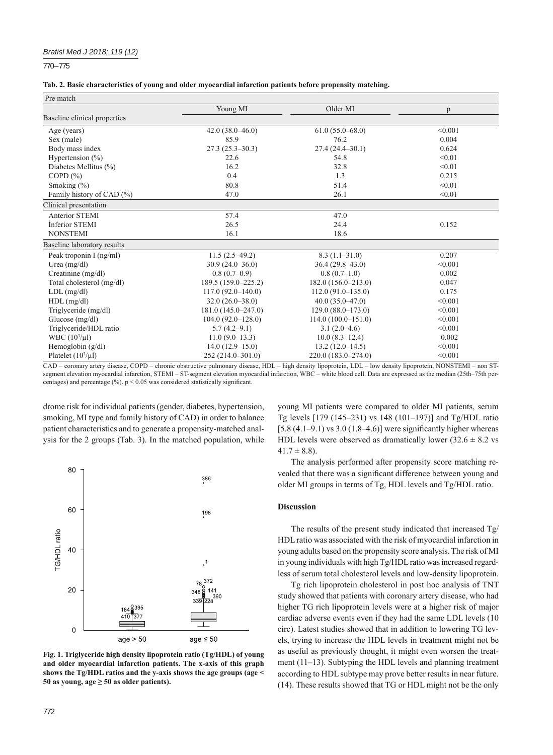**Tab. 2. Basic characteristics of young and older myocardial infarction patients before propensity matching.**

| Pre match | | | |
|---|---|---|---|
| | Young MI | Older MI | p |
| Baseline clinical properties | | | |
| Age (years) | 42.0 (38.0–46.0) | 61.0 (55.0–68.0) | <0.001 |
| Sex (male) | 85.9 | 76.2 | 0.004 |
| Body mass index | 27.3 (25.3–30.3) | 27.4 (24.4–30.1) | 0.624 |
| Hypertension (%) | 22.6 | 54.8 | <0.01 |
| Diabetes Mellitus (%) | 16.2 | 32.8 | <0.01 |
| COPD (%) | 0.4 | 1.3 | 0.215 |
| Smoking (%) | 80.8 | 51.4 | <0.01 |
| Family history of CAD (%) | 47.0 | 26.1 | <0.01 |
| Clinical presentation | | | |
| Anterior STEMI | 57.4 | 47.0 | |
| İnferior STEMI | 26.5 | 24.4 | 0.152 |
| NONSTEMI | 16.1 | 18.6 | |
| Baseline laboratory results | | | |
| Peak troponin I (ng/ml) | 11.5 (2.5–49.2) | 8.3 (1.1–31.0) | 0.207 |
| Urea (mg/dl) | 30.9 (24.0–36.0) | 36.4 (29.8–43.0) | <0.001 |
| Creatinine (mg/dl) | 0.8 (0.7–0.9) | 0.8 (0.7–1.0) | 0.002 |
| Total cholesterol (mg/dl) | 189.5 (159.0–225.2) | 182.0 (156.0–213.0) | 0.047 |
| LDL (mg/dl) | 117.0 (92.0–140.0) | 112.0 (91.0–135.0) | 0.175 |
| HDL (mg/dl) | 32.0 (26.0–38.0) | 40.0 (35.0–47.0) | <0.001 |
| Triglyceride (mg/dl) | 181.0 (145.0–247.0) | 129.0 (88.0–173.0) | <0.001 |
| Glucose (mg/dl) | 104.0 (92.0–128.0) | 114.0 (100.0–151.0) | <0.001 |
| Triglyceride/HDL ratio | 5.7 (4.2–9.1) | 3.1 (2.0–4.6) | <0.001 |
| WBC ($10^3$/μl) | 11.0 (9.0–13.3) | 10.0 (8.3–12.4) | 0.002 |
| Hemoglobin (g/dl) | 14.0 (12.9–15.0) | 13.2 (12.0–14.5) | <0.001 |
| Platelet ($10^3$/μl) | 252 (214.0–301.0) | 220.0 (183.0–274.0) | <0.001 |

CAD – coronary artery disease, COPD – chronic obstructive pulmonary disease, HDL – high density lipoprotein, LDL – low density lipoprotein, NONSTEMI – non ST-segment elevation myocardial infarction, STEMI – ST-segment elevation myocardial infarction, WBC – white blood cell. Data are expressed as the median (25th–75th percentages) and percentage (%). p < 0.05 was considered statistically significant.

drome risk for individual patients (gender, diabetes, hypertension, smoking, MI type and family history of CAD) in order to balance patient characteristics and to generate a propensity-matched analysis for the 2 groups (Tab. 3). In the matched population, while young MI patients were compared to older MI patients, serum Tg levels [179 (145–231) vs 148 (101–197)] and Tg/HDL ratio [5.8 (4.1–9.1) vs 3.0 (1.8–4.6)] were significantly higher whereas HDL levels were observed as dramatically lower (32.6 ± 8.2 vs 41.7 ± 8.8).

The analysis performed after propensity score matching revealed that there was a significant difference between young and older MI groups in terms of Tg, HDL levels and Tg/HDL ratio.

**Fig. 1. Triglyceride high density lipoprotein ratio (Tg/HDL) of young and older myocardial infarction patients. The x-axis of this graph shows the Tg/HDL ratios and the y-axis shows the age groups (age < 50 as young, age ≥ 50 as older patients).**

## Discussion

The results of the present study indicated that increased Tg/HDL ratio was associated with the risk of myocardial infarction in young adults based on the propensity score analysis. The risk of MI in young individuals with high Tg/HDL ratio was increased regardless of serum total cholesterol levels and low-density lipoprotein.

Tg rich lipoprotein cholesterol in post hoc analysis of TNT study showed that patients with coronary artery disease, who had higher TG rich lipoprotein levels were at a higher risk of major cardiac adverse events even if they had the same LDL levels (10 circ). Latest studies showed that in addition to lowering TG levels, trying to increase the HDL levels in treatment might not be as useful as previously thought, it might even worsen the treatment (11–13). Subtyping the HDL levels and planning treatment according to HDL subtype may prove better results in near future. (14). These results showed that TG or HDL might not be the only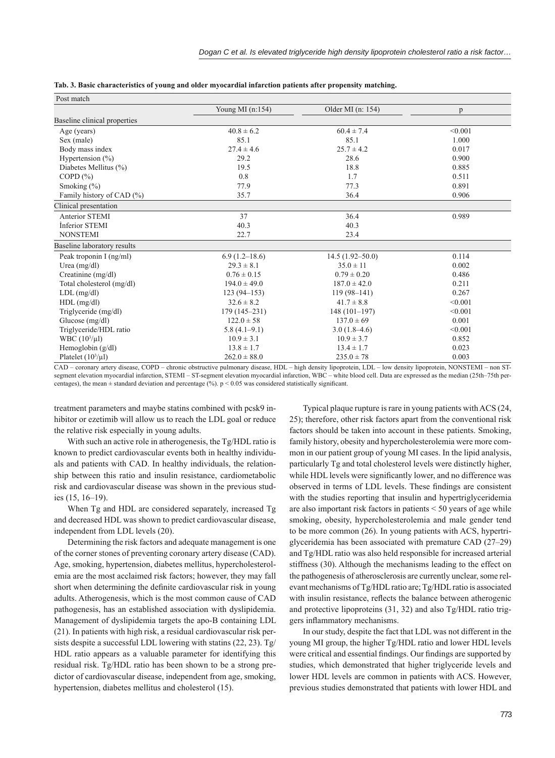**Tab. 3. Basic characteristics of young and older myocardial infarction patients after propensity matching.**

| Post match | | | |
|---|---|---|---|
| | Young MI (n:154) | Older MI (n: 154) | p |
| Baseline clinical properties | | | |
| Age (years) | 40.8 ± 6.2 | 60.4 ± 7.4 | <0.001 |
| Sex (male) | 85.1 | 85.1 | 1.000 |
| Body mass index | 27.4 ± 4.6 | 25.7 ± 4.2 | 0.017 |
| Hypertension (%) | 29.2 | 28.6 | 0.900 |
| Diabetes Mellitus (%) | 19.5 | 18.8 | 0.885 |
| COPD (%) | 0.8 | 1.7 | 0.511 |
| Smoking (%) | 77.9 | 77.3 | 0.891 |
| Family history of CAD (%) | 35.7 | 36.4 | 0.906 |
| Clinical presentation | | | |
| Anterior STEMI | 37 | 36.4 | 0.989 |
| İnferior STEMI | 40.3 | 40.3 | |
| NONSTEMI | 22.7 | 23.4 | |
| Baseline laboratory results | | | |
| Peak troponin I (ng/ml) | 6.9 (1.2–18.6) | 14.5 (1.92–50.0) | 0.114 |
| Urea (mg/dl) | 29.3 ± 8.1 | 35.0 ± 11 | 0.002 |
| Creatinine (mg/dl) | 0.76 ± 0.15 | 0.79 ± 0.20 | 0.486 |
| Total cholesterol (mg/dl) | 194.0 ± 49.0 | 187.0 ± 42.0 | 0.211 |
| LDL (mg/dl) | 123 (94–153) | 119 (98–141) | 0.267 |
| HDL (mg/dl) | 32.6 ± 8.2 | 41.7 ± 8.8 | <0.001 |
| Triglyceride (mg/dl) | 179 (145–231) | 148 (101–197) | <0.001 |
| Glucose (mg/dl) | 122.0 ± 58 | 137.0 ± 69 | 0.001 |
| Triglyceride/HDL ratio | 5.8 (4.1–9.1) | 3.0 (1.8–4.6) | <0.001 |
| WBC ($10^3$/μl) | 10.9 ± 3.1 | 10.9 ± 3.7 | 0.852 |
| Hemoglobin (g/dl) | 13.8 ± 1.7 | 13.4 ± 1.7 | 0.023 |
| Platelet ($10^3$/μl) | 262.0 ± 88.0 | 235.0 ± 78 | 0.003 |

CAD – coronary artery disease, COPD – chronic obstructive pulmonary disease, HDL – high density lipoprotein, LDL – low density lipoprotein, NONSTEMI – non ST-segment elevation myocardial infarction, STEMI – ST-segment elevation myocardial infarction, WBC – white blood cell. Data are expressed as the median (25th–75th percentages), the mean ± standard deviation and percentage (%). $p < 0.05$ was considered statistically significant.

treatment parameters and maybe statins combined with pcsk9 inhibitor or ezetimib will allow us to reach the LDL goal or reduce the relative risk especially in young adults.

With such an active role in atherogenesis, the Tg/HDL ratio is known to predict cardiovascular events both in healthy individuals and patients with CAD. In healthy individuals, the relationship between this ratio and insulin resistance, cardiometabolic risk and cardiovascular disease was shown in the previous studies (15, 16–19).

When Tg and HDL are considered separately, increased Tg and decreased HDL was shown to predict cardiovascular disease, independent from LDL levels (20).

Determining the risk factors and adequate management is one of the corner stones of preventing coronary artery disease (CAD). Age, smoking, hypertension, diabetes mellitus, hypercholesterolemia are the most acclaimed risk factors; however, they may fall short when determining the definite cardiovascular risk in young adults. Atherogenesis, which is the most common cause of CAD pathogenesis, has an established association with dyslipidemia. Management of dyslipidemia targets the apo-B containing LDL (21). In patients with high risk, a residual cardiovascular risk persists despite a successful LDL lowering with statins (22, 23). Tg/HDL ratio appears as a valuable parameter for identifying this residual risk. Tg/HDL ratio has been shown to be a strong predictor of cardiovascular disease, independent from age, smoking, hypertension, diabetes mellitus and cholesterol (15).

Typical plaque rupture is rare in young patients with ACS (24, 25); therefore, other risk factors apart from the conventional risk factors should be taken into account in these patients. Smoking, family history, obesity and hypercholesterolemia were more common in our patient group of young MI cases. In the lipid analysis, particularly Tg and total cholesterol levels were distinctly higher, while HDL levels were significantly lower, and no difference was observed in terms of LDL levels. These findings are consistent with the studies reporting that insulin and hypertriglyceridemia are also important risk factors in patients < 50 years of age while smoking, obesity, hypercholesterolemia and male gender tend to be more common (26). In young patients with ACS, hypertriglyceridemia has been associated with premature CAD (27–29) and Tg/HDL ratio was also held responsible for increased arterial stiffness (30). Although the mechanisms leading to the effect on the pathogenesis of atherosclerosis are currently unclear, some relevant mechanisms of Tg/HDL ratio are; Tg/HDL ratio is associated with insulin resistance, reflects the balance between atherogenic and protective lipoproteins (31, 32) and also Tg/HDL ratio triggers inflammatory mechanisms.

In our study, despite the fact that LDL was not different in the young MI group, the higher Tg/HDL ratio and lower HDL levels were critical and essential findings. Our findings are supported by studies, which demonstrated that higher triglyceride levels and lower HDL levels are common in patients with ACS. However, previous studies demonstrated that patients with lower HDL and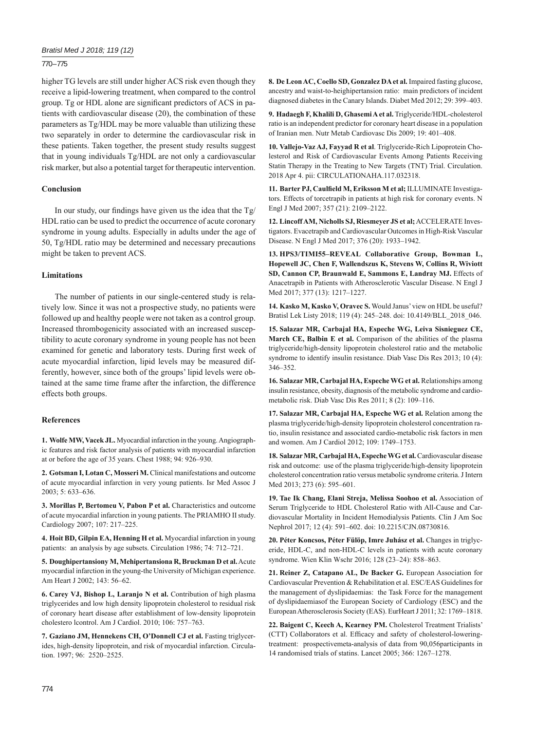higher TG levels are still under higher ACS risk even though they receive a lipid-lowering treatment, when compared to the control group. Tg or HDL alone are significant predictors of ACS in patients with cardiovascular disease (20), the combination of these parameters as Tg/HDL may be more valuable than utilizing these two separately in order to determine the cardiovascular risk in these patients. Taken together, the present study results suggest that in young individuals Tg/HDL are not only a cardiovascular risk marker, but also a potential target for therapeutic intervention.

## Conclusion

In our study, our findings have given us the idea that the Tg/HDL ratio can be used to predict the occurrence of acute coronary syndrome in young adults. Especially in adults under the age of 50, Tg/HDL ratio may be determined and necessary precautions might be taken to prevent ACS.

## Limitations

The number of patients in our single-centered study is relatively low. Since it was not a prospective study, no patients were followed up and healthy people were not taken as a control group. Increased thrombogenicity associated with an increased susceptibility to acute coronary syndrome in young people has not been examined for genetic and laboratory tests. During first week of acute myocardial infarction, lipid levels may be measured differently, however, since both of the groups' lipid levels were obtained at the same time frame after the infarction, the difference effects both groups.

## References

**1. Wolfe MW, Vacek JL.** Myocardial infarction in the young. Angiographic features and risk factor analysis of patients with myocardial infarction at or before the age of 35 years. Chest 1988; 94: 926–930.

**2. Gotsman I, Lotan C, Mosseri M.** Clinical manifestations and outcome of acute myocardial infarction in very young patients. Isr Med Assoc J 2003; 5: 633–636.

**3. Morillas P, Bertomeu V, Pabon P et al.** Characteristics and outcome of acute myocardial infarction in young patients. The PRIAMHO II study. Cardiology 2007; 107: 217–225.

**4. Hoit BD, Gilpin EA, Henning H et al.** Myocardial infarction in young patients: an analysis by age subsets. Circulation 1986; 74: 712–721.

**5. Doughipertansiony M, Mehipertansiona R, Bruckman D et al.** Acute myocardial infarction in the young-the University of Michigan experience. Am Heart J 2002; 143: 56–62.

**6. Carey VJ, Bishop L, Laranjo N et al.** Contribution of high plasma triglycerides and low high density lipoprotein cholesterol to residual risk of coronary heart disease after establishment of low-density lipoprotein cholestero lcontrol. Am J Cardiol. 2010; 106: 757–763.

**7. Gaziano JM, Hennekens CH, O'Donnell CJ et al.** Fasting triglycerides, high-density lipoprotein, and risk of myocardial infarction. Circulation. 1997; 96: 2520–2525.

**8. De Leon AC, Coello SD, Gonzalez DA et al.** Impaired fasting glucose, ancestry and waist-to-heighipertansion ratio: main predictors of incident diagnosed diabetes in the Canary Islands. Diabet Med 2012; 29: 399–403.

**9. Hadaegh F, Khalili D, Ghasemi A et al.** Triglyceride/HDL-cholesterol ratio is an independent predictor for coronary heart disease in a population of Iranian men. Nutr Metab Cardiovasc Dis 2009; 19: 401–408.

**10. Vallejo-Vaz AJ, Fayyad R et al**. Triglyceride-Rich Lipoprotein Cholesterol and Risk of Cardiovascular Events Among Patients Receiving Statin Therapy in the Treating to New Targets (TNT) Trial. Circulation. 2018 Apr 4. pii: CIRCULATIONAHA.117.032318.

**11. Barter PJ, Caulfield M, Eriksson M et al;** ILLUMINATE Investigators. Effects of torcetrapib in patients at high risk for coronary events. N Engl J Med 2007; 357 (21): 2109–2122.

**12. Lincoff AM, Nicholls SJ, Riesmeyer JS et al;** ACCELERATE Investigators. Evacetrapib and Cardiovascular Outcomes in High-Risk Vascular Disease. N Engl J Med 2017; 376 (20): 1933–1942.

**13. HPS3/TIMI55–REVEAL Collaborative Group, Bowman L, Hopewell JC, Chen F, Wallendszus K, Stevens W, Collins R, Wiviott SD, Cannon CP, Braunwald E, Sammons E, Landray MJ.** Effects of Anacetrapib in Patients with Atherosclerotic Vascular Disease. N Engl J Med 2017; 377 (13): 1217–1227.

**14. Kasko M, Kasko V, Oravec S.** Would Janus' view on HDL be useful? Bratisl Lek Listy 2018; 119 (4): 245–248. doi: 10.4149/BLL_2018_046.

**15. Salazar MR, Carbajal HA, Espeche WG, Leiva Sisnieguez CE, March CE, Balbin E et al.** Comparison of the abilities of the plasma triglyceride/high-density lipoprotein cholesterol ratio and the metabolic syndrome to identify insulin resistance. Diab Vasc Dis Res 2013; 10 (4): 346–352.

**16. Salazar MR, Carbajal HA, Espeche WG et al.** Relationships among insulin resistance, obesity, diagnosis of the metabolic syndrome and cardiometabolic risk. Diab Vasc Dis Res 2011; 8 (2): 109–116.

**17. Salazar MR, Carbajal HA, Espeche WG et al.** Relation among the plasma triglyceride/high-density lipoprotein cholesterol concentration ratio, insulin resistance and associated cardio-metabolic risk factors in men and women. Am J Cardiol 2012; 109: 1749–1753.

**18. Salazar MR, Carbajal HA, Espeche WG et al.** Cardiovascular disease risk and outcome: use of the plasma triglyceride/high-density lipoprotein cholesterol concentration ratio versus metabolic syndrome criteria. J Intern Med 2013; 273 (6): 595–601.

**19. Tae Ik Chang, Elani Streja, Melissa Soohoo et al.** Association of Serum Triglyceride to HDL Cholesterol Ratio with All-Cause and Cardiovascular Mortality in Incident Hemodialysis Patients. Clin J Am Soc Nephrol 2017; 12 (4): 591–602. doi: 10.2215/CJN.08730816.

**20. Péter Koncsos, Péter Fülöp, Imre Juhász et al.** Changes in triglyceride, HDL-C, and non-HDL-C levels in patients with acute coronary syndrome. Wien Klin Wschr 2016; 128 (23–24): 858–863.

**21. Reiner Z, Catapano AL, De Backer G.** European Association for Cardiovascular Prevention & Rehabilitation et al. ESC/EAS Guidelines for the management of dyslipidaemias: the Task Force for the management of dyslipidaemiasof the European Society of Cardiology (ESC) and the European Atherosclerosis Society (EAS). EurHeart J 2011; 32: 1769–1818.

**22. Baigent C, Keech A, Kearney PM.** Cholesterol Treatment Trialists' (CTT) Collaborators et al. Efficacy and safety of cholesterol-loweringtreatment: prospectivemeta-analysis of data from 90,056participants in 14 randomised trials of statins. Lancet 2005; 366: 1267–1278.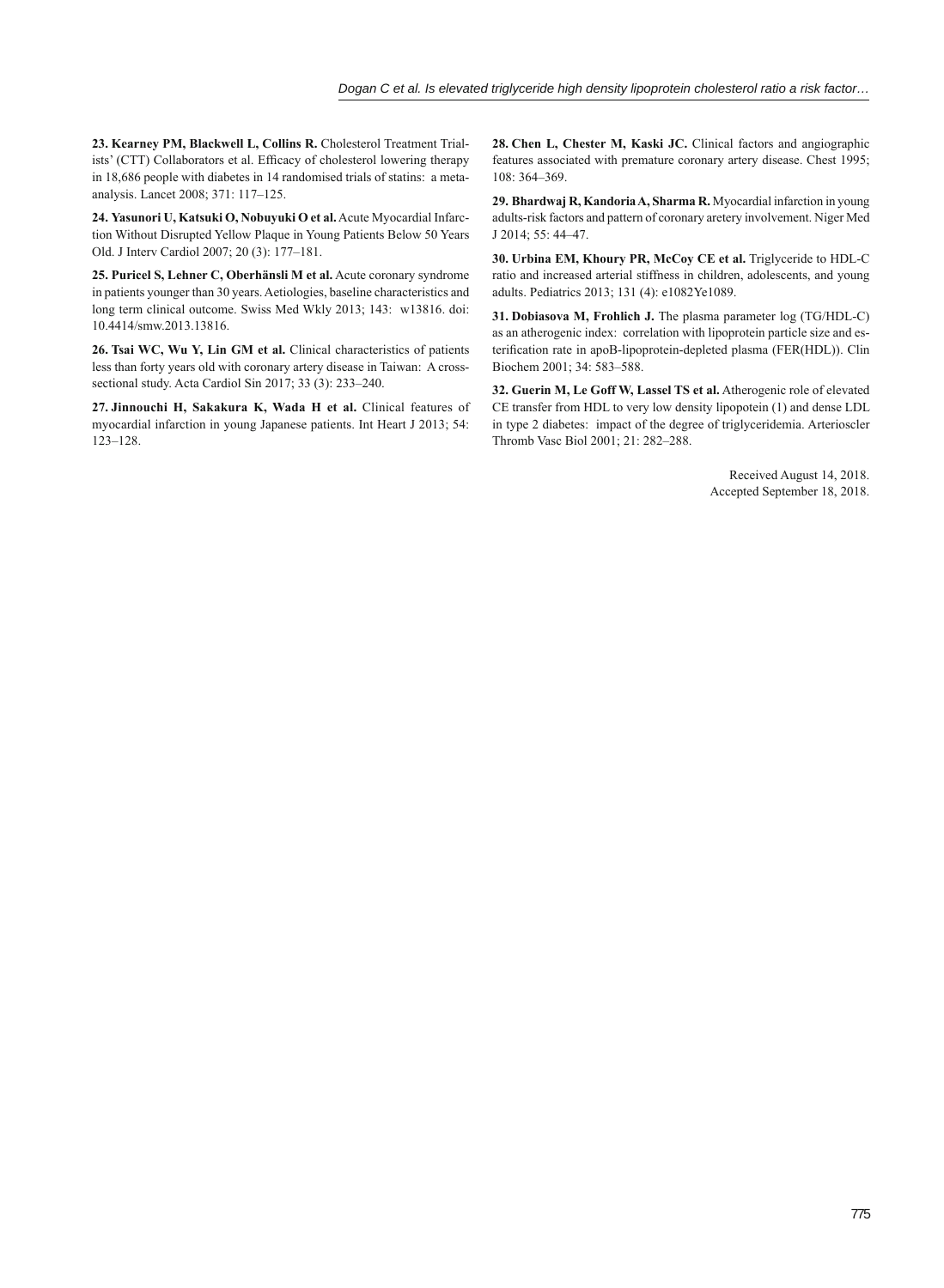**23. Kearney PM, Blackwell L, Collins R.** Cholesterol Treatment Trialists' (CTT) Collaborators et al. Efficacy of cholesterol lowering therapy in 18,686 people with diabetes in 14 randomised trials of statins: a meta-analysis. Lancet 2008; 371: 117–125.

**24. Yasunori U, Katsuki O, Nobuyuki O et al.** Acute Myocardial Infarction Without Disrupted Yellow Plaque in Young Patients Below 50 Years Old. J Interv Cardiol 2007; 20 (3): 177–181.

**25. Puricel S, Lehner C, Oberhänsli M et al.** Acute coronary syndrome in patients younger than 30 years. Aetiologies, baseline characteristics and long term clinical outcome. Swiss Med Wkly 2013; 143: w13816. doi: 10.4414/smw.2013.13816.

**26. Tsai WC, Wu Y, Lin GM et al.** Clinical characteristics of patients less than forty years old with coronary artery disease in Taiwan: A cross-sectional study. Acta Cardiol Sin 2017; 33 (3): 233–240.

**27. Jinnouchi H, Sakakura K, Wada H et al.** Clinical features of myocardial infarction in young Japanese patients. Int Heart J 2013; 54: 123–128.

**28. Chen L, Chester M, Kaski JC.** Clinical factors and angiographic features associated with premature coronary artery disease. Chest 1995; 108: 364–369.

**29. Bhardwaj R, Kandoria A, Sharma R.** Myocardial infarction in young adults-risk factors and pattern of coronary aretery involvement. Niger Med J 2014; 55: 44–47.

**30. Urbina EM, Khoury PR, McCoy CE et al.** Triglyceride to HDL-C ratio and increased arterial stiffness in children, adolescents, and young adults. Pediatrics 2013; 131 (4): e1082Ye1089.

**31. Dobiasova M, Frohlich J.** The plasma parameter log (TG/HDL-C) as an atherogenic index: correlation with lipoprotein particle size and esterification rate in apoB-lipoprotein-depleted plasma (FER(HDL)). Clin Biochem 2001; 34: 583–588.

**32. Guerin M, Le Goff W, Lassel TS et al.** Atherogenic role of elevated CE transfer from HDL to very low density lipopotein (1) and dense LDL in type 2 diabetes: impact of the degree of triglyceridemia. Arterioscler Thromb Vasc Biol 2001; 21: 282–288.

Received August 14, 2018.
Accepted September 18, 2018.